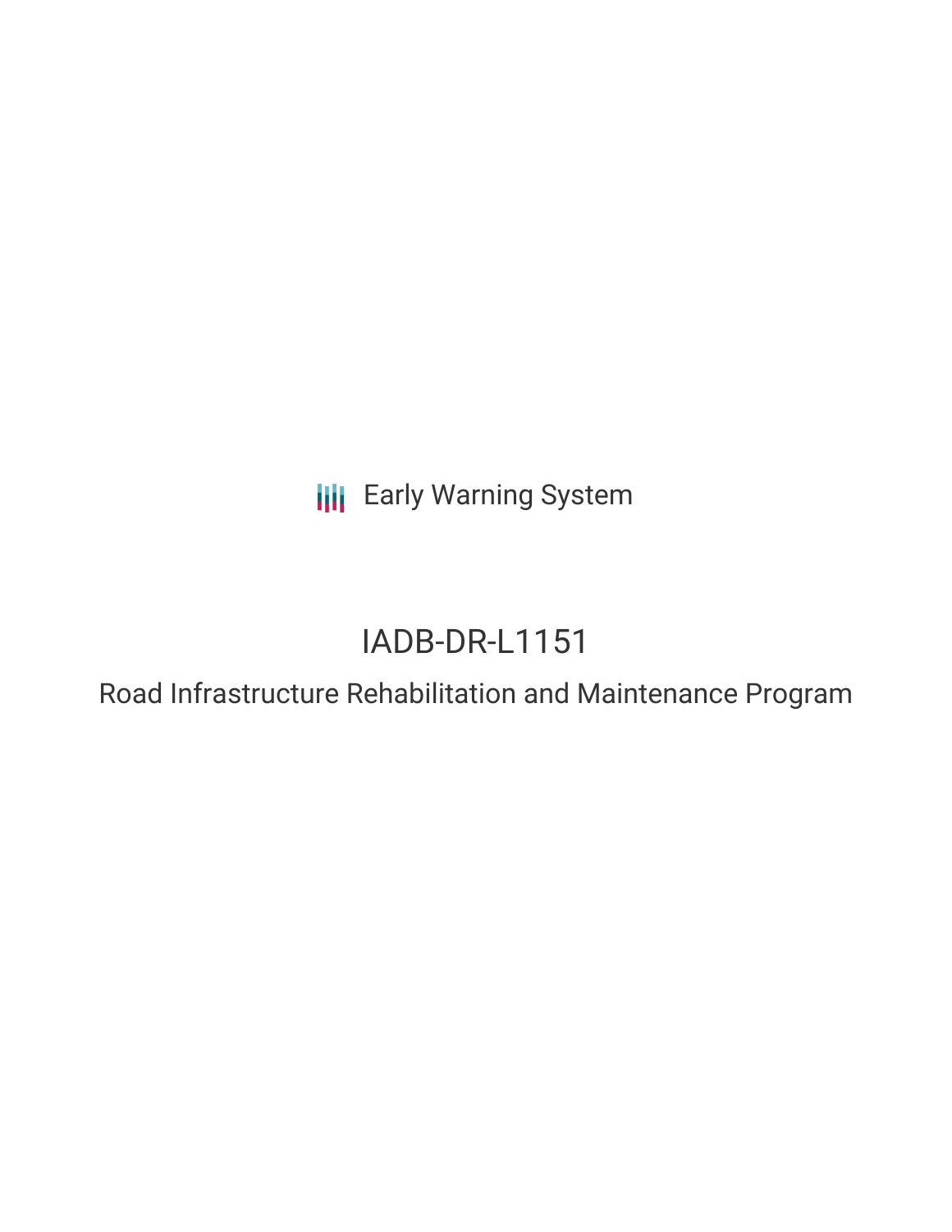Early Warning System

# IADB-DR-L1151

## Road Infrastructure Rehabilitation and Maintenance Program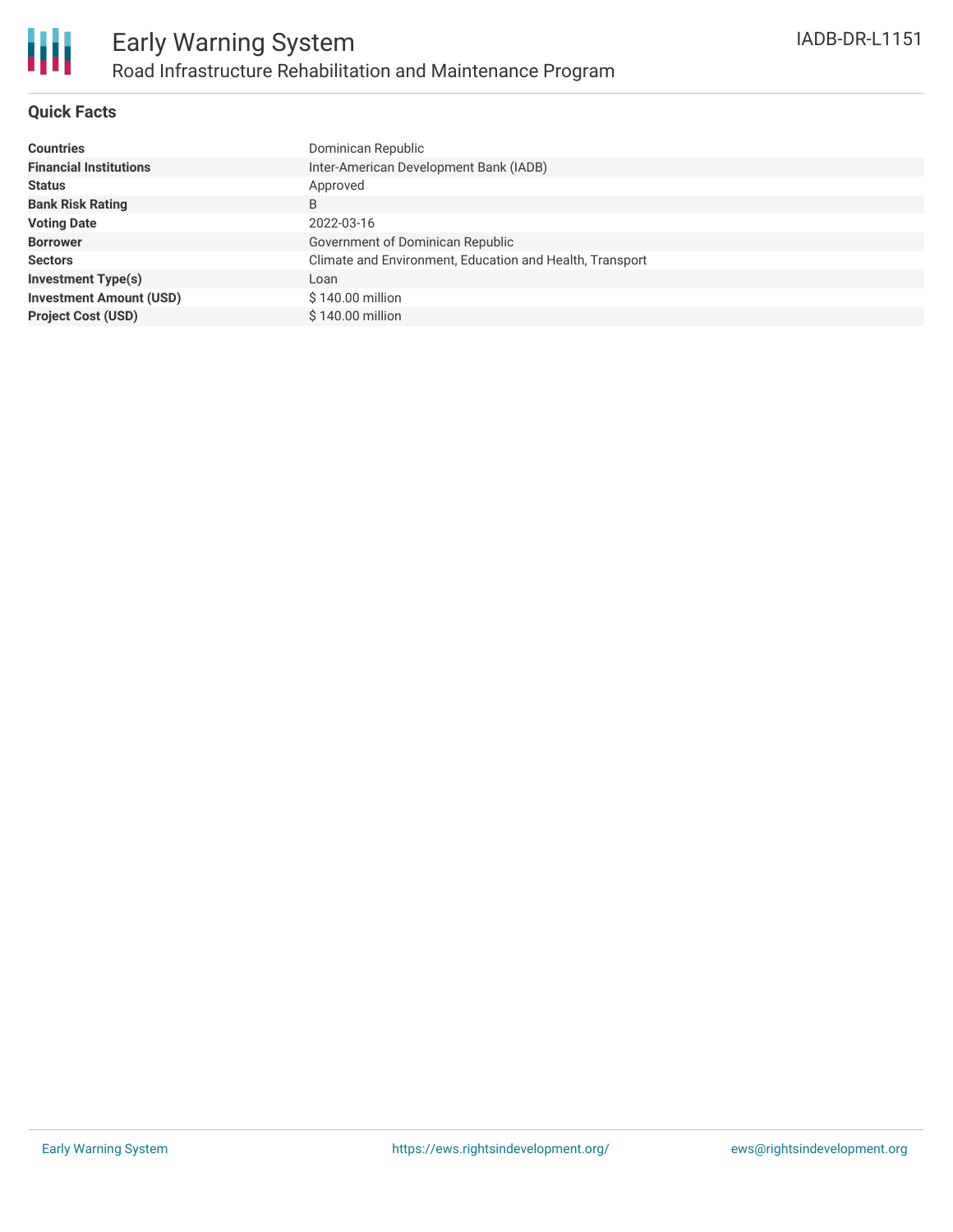# Early Warning System

## Road Infrastructure Rehabilitation and Maintenance Program

IADB-DR-L1151

### Quick Facts

| | |
|---|---|
| **Countries** | Dominican Republic |
| **Financial Institutions** | Inter-American Development Bank (IADB) |
| **Status** | Approved |
| **Bank Risk Rating** | B |
| **Voting Date** | 2022-03-16 |
| **Borrower** | Government of Dominican Republic |
| **Sectors** | Climate and Environment, Education and Health, Transport |
| **Investment Type(s)** | Loan |
| **Investment Amount (USD)** | $ 140.00 million |
| **Project Cost (USD)** | $ 140.00 million |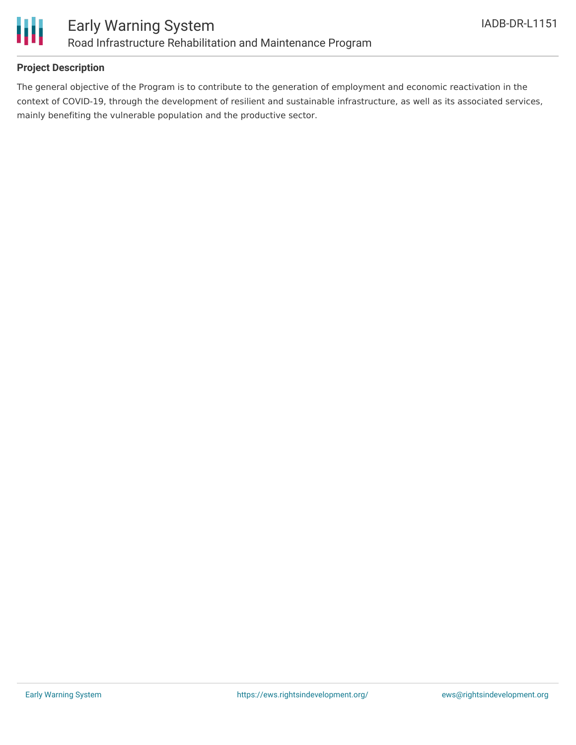**Project Description**

The general objective of the Program is to contribute to the generation of employment and economic reactivation in the context of COVID-19, through the development of resilient and sustainable infrastructure, as well as its associated services, mainly benefiting the vulnerable population and the productive sector.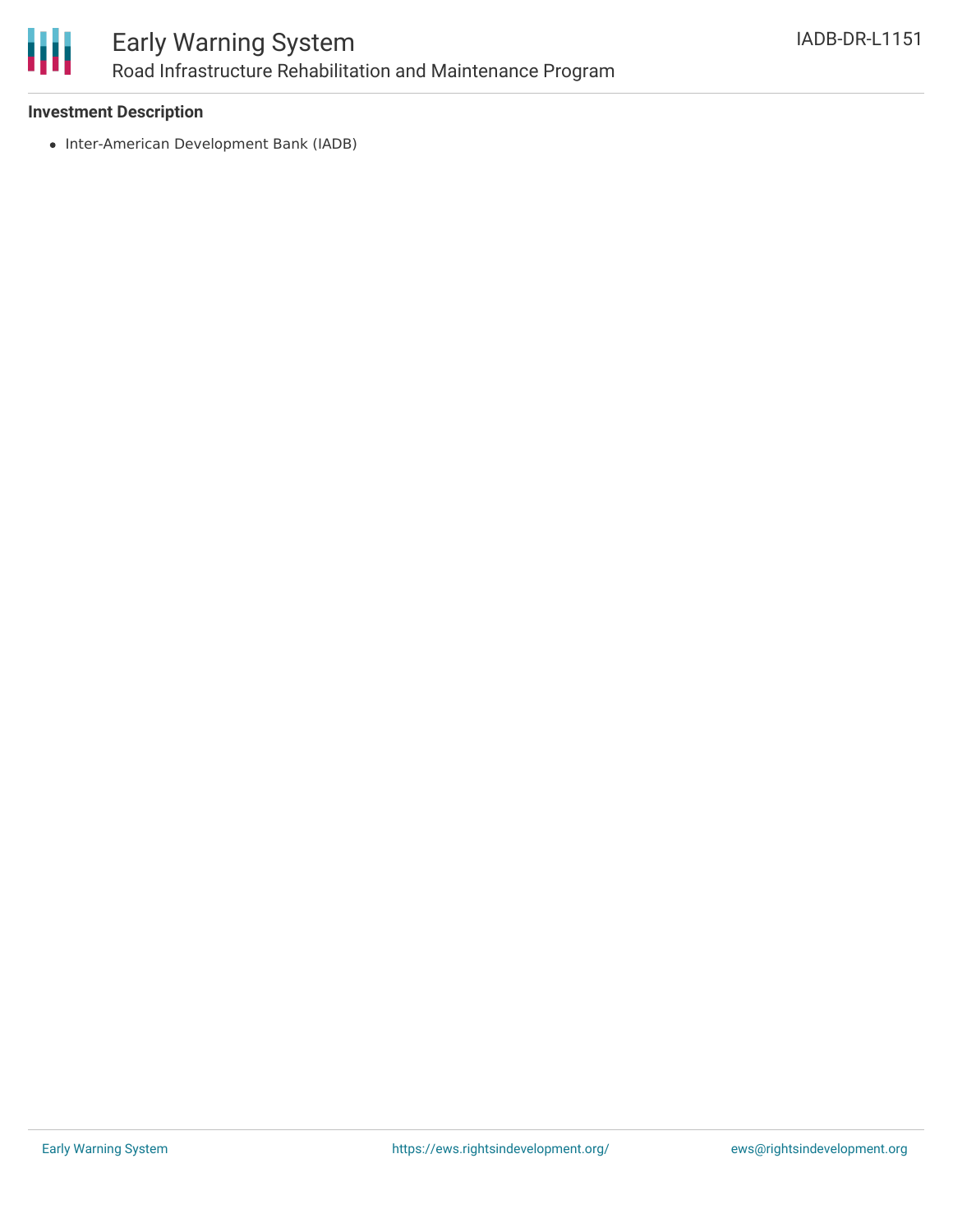**Investment Description**

- Inter-American Development Bank (IADB)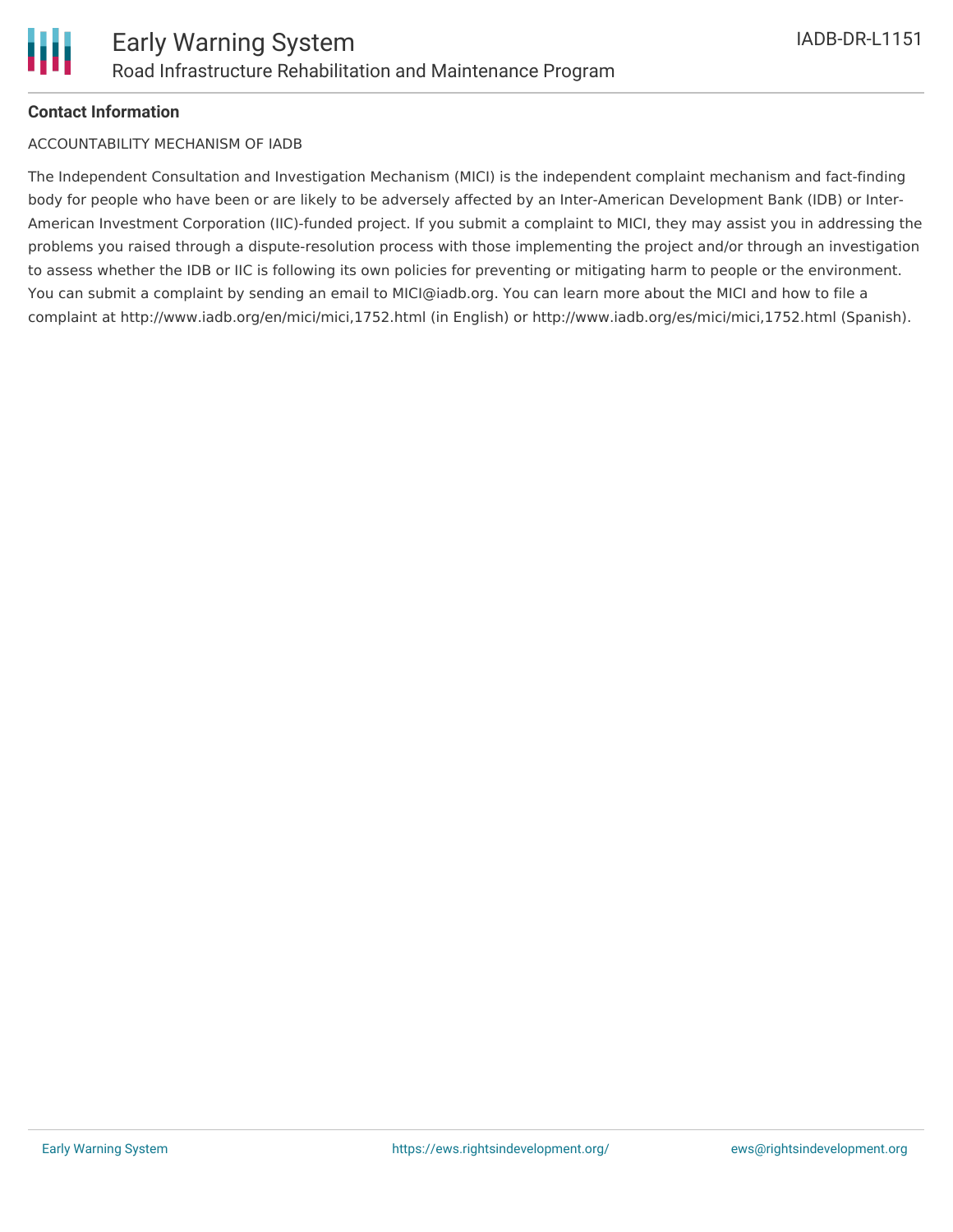**Contact Information**

ACCOUNTABILITY MECHANISM OF IADB

The Independent Consultation and Investigation Mechanism (MICI) is the independent complaint mechanism and fact-finding body for people who have been or are likely to be adversely affected by an Inter-American Development Bank (IDB) or Inter-American Investment Corporation (IIC)-funded project. If you submit a complaint to MICI, they may assist you in addressing the problems you raised through a dispute-resolution process with those implementing the project and/or through an investigation to assess whether the IDB or IIC is following its own policies for preventing or mitigating harm to people or the environment. You can submit a complaint by sending an email to MICI@iadb.org. You can learn more about the MICI and how to file a complaint at http://www.iadb.org/en/mici/mici,1752.html (in English) or http://www.iadb.org/es/mici/mici,1752.html (Spanish).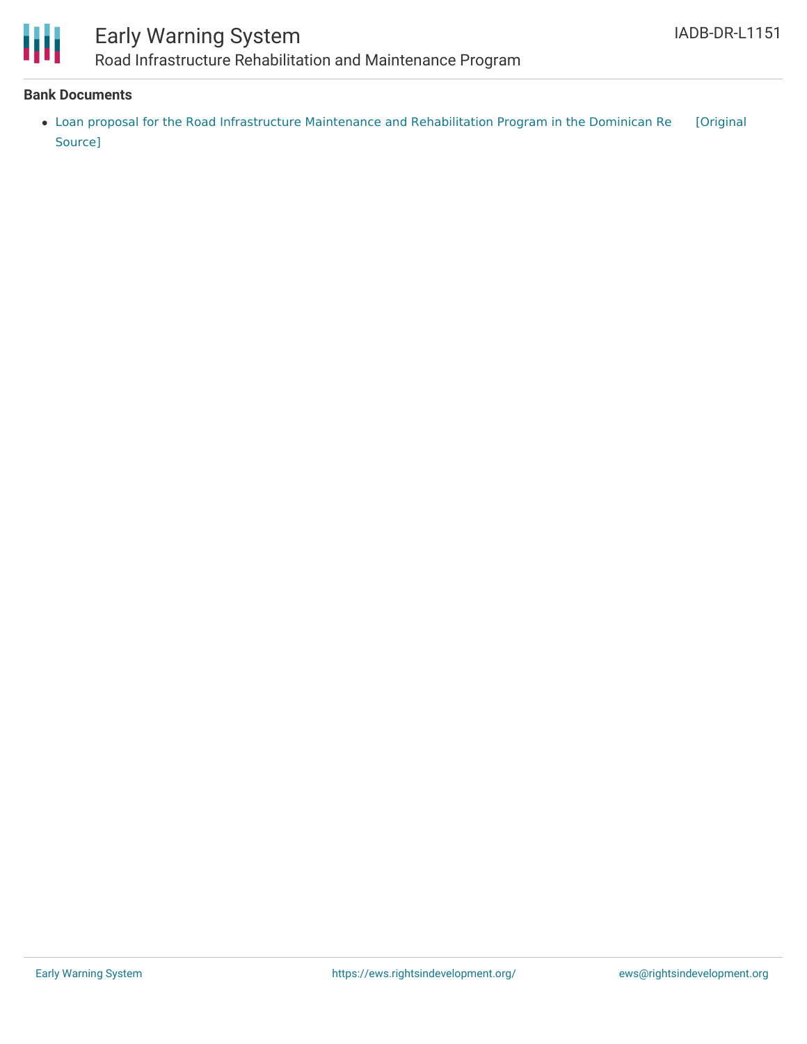**Bank Documents**

- Loan proposal for the Road Infrastructure Maintenance and Rehabilitation Program in the Dominican Re [Original Source]